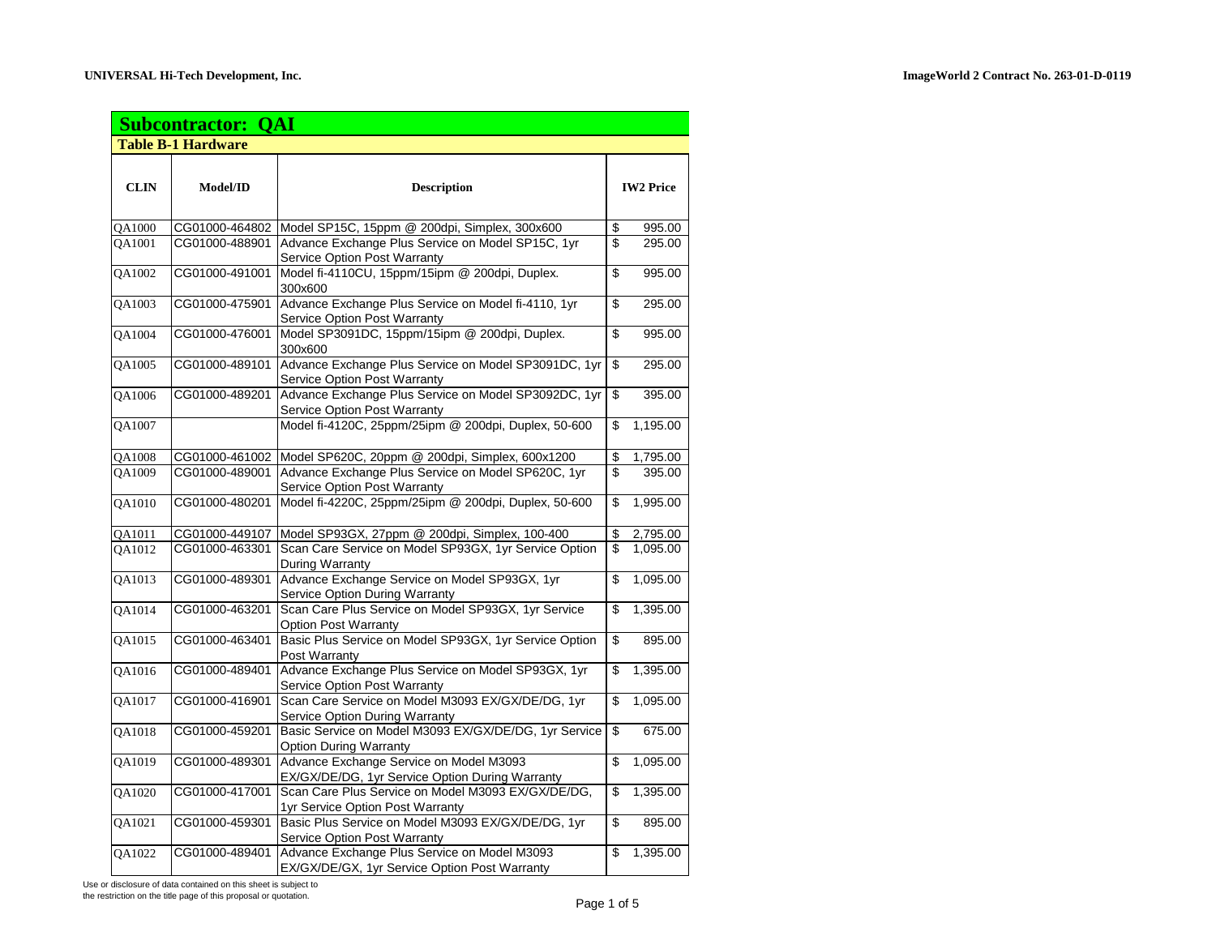**UNIVERSAL Hi-Tech Development, Inc.**

**ImageWorld 2 Contract No. 263-01-D-0119**

## Subcontractor: QAI

### Table B-1 Hardware

| CLIN | Model/ID | Description | IW2 Price |
|---|---|---|---|
| QA1000 | CG01000-464802 | Model SP15C, 15ppm @ 200dpi, Simplex, 300x600 | $ 995.00 |
| QA1001 | CG01000-488901 | Advance Exchange Plus Service on Model SP15C, 1yr Service Option Post Warranty | $ 295.00 |
| QA1002 | CG01000-491001 | Model fi-4110CU, 15ppm/15ipm @ 200dpi, Duplex. 300x600 | $ 995.00 |
| QA1003 | CG01000-475901 | Advance Exchange Plus Service on Model fi-4110, 1yr Service Option Post Warranty | $ 295.00 |
| QA1004 | CG01000-476001 | Model SP3091DC, 15ppm/15ipm @ 200dpi, Duplex. 300x600 | $ 995.00 |
| QA1005 | CG01000-489101 | Advance Exchange Plus Service on Model SP3091DC, 1yr Service Option Post Warranty | $ 295.00 |
| QA1006 | CG01000-489201 | Advance Exchange Plus Service on Model SP3092DC, 1yr Service Option Post Warranty | $ 395.00 |
| QA1007 | | Model fi-4120C, 25ppm/25ipm @ 200dpi, Duplex, 50-600 | $ 1,195.00 |
| QA1008 | CG01000-461002 | Model SP620C, 20ppm @ 200dpi, Simplex, 600x1200 | $ 1,795.00 |
| QA1009 | CG01000-489001 | Advance Exchange Plus Service on Model SP620C, 1yr Service Option Post Warranty | $ 395.00 |
| QA1010 | CG01000-480201 | Model fi-4220C, 25ppm/25ipm @ 200dpi, Duplex, 50-600 | $ 1,995.00 |
| QA1011 | CG01000-449107 | Model SP93GX, 27ppm @ 200dpi, Simplex, 100-400 | $ 2,795.00 |
| QA1012 | CG01000-463301 | Scan Care Service on Model SP93GX, 1yr Service Option During Warranty | $ 1,095.00 |
| QA1013 | CG01000-489301 | Advance Exchange Service on Model SP93GX, 1yr Service Option During Warranty | $ 1,095.00 |
| QA1014 | CG01000-463201 | Scan Care Plus Service on Model SP93GX, 1yr Service Option Post Warranty | $ 1,395.00 |
| QA1015 | CG01000-463401 | Basic Plus Service on Model SP93GX, 1yr Service Option Post Warranty | $ 895.00 |
| QA1016 | CG01000-489401 | Advance Exchange Plus Service on Model SP93GX, 1yr Service Option Post Warranty | $ 1,395.00 |
| QA1017 | CG01000-416901 | Scan Care Service on Model M3093 EX/GX/DE/DG, 1yr Service Option During Warranty | $ 1,095.00 |
| QA1018 | CG01000-459201 | Basic Service on Model M3093 EX/GX/DE/DG, 1yr Service Option During Warranty | $ 675.00 |
| QA1019 | CG01000-489301 | Advance Exchange Service on Model M3093 EX/GX/DE/DG, 1yr Service Option During Warranty | $ 1,095.00 |
| QA1020 | CG01000-417001 | Scan Care Plus Service on Model M3093 EX/GX/DE/DG, 1yr Service Option Post Warranty | $ 1,395.00 |
| QA1021 | CG01000-459301 | Basic Plus Service on Model M3093 EX/GX/DE/DG, 1yr Service Option Post Warranty | $ 895.00 |
| QA1022 | CG01000-489401 | Advance Exchange Plus Service on Model M3093 EX/GX/DE/GX, 1yr Service Option Post Warranty | $ 1,395.00 |

Use or disclosure of data contained on this sheet is subject to the restriction on the title page of this proposal or quotation.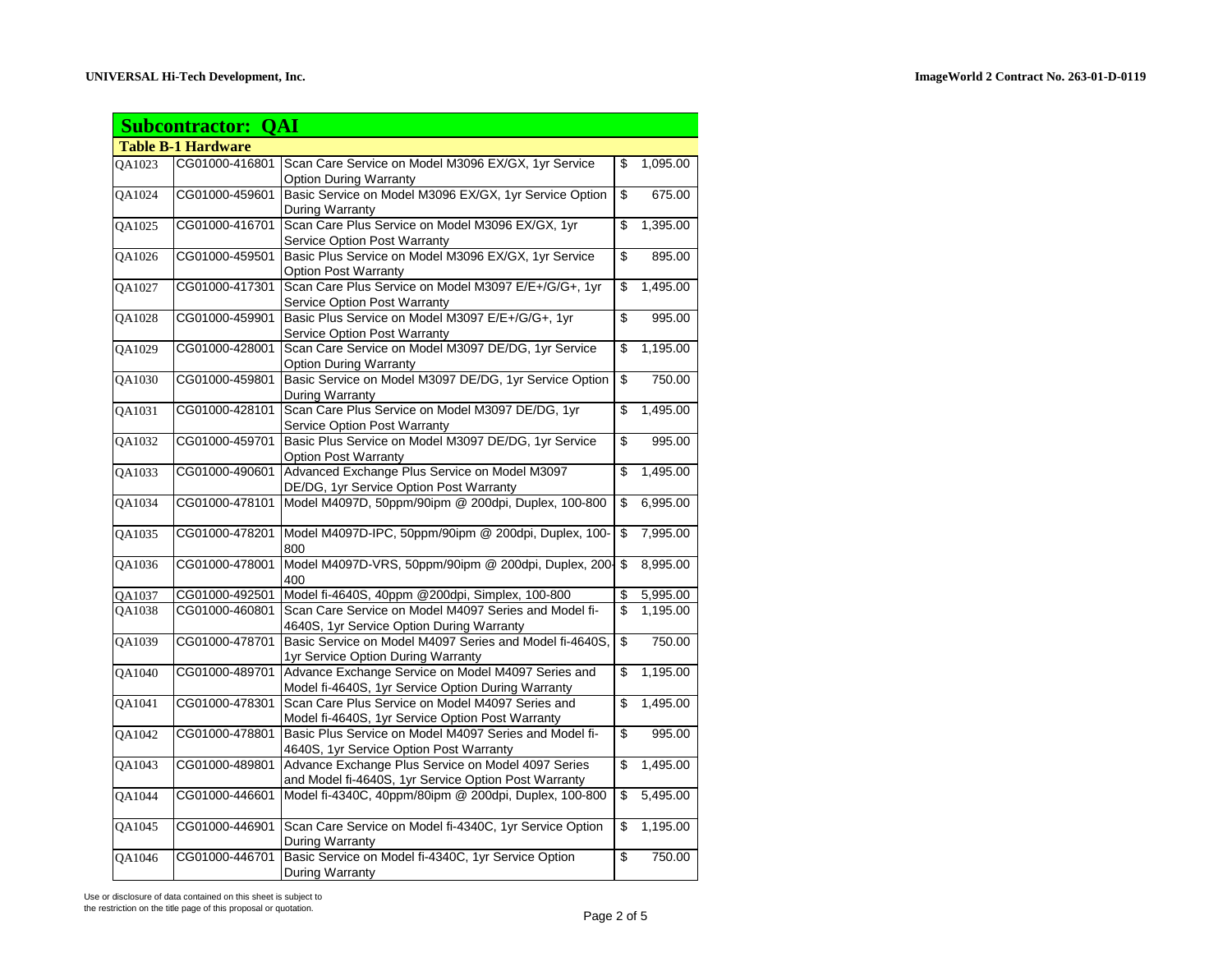## Subcontractor: QAI

### Table B-1 Hardware

| | | | |
|---|---|---|---|
| QA1023 | CG01000-416801 | Scan Care Service on Model M3096 EX/GX, 1yr Service Option During Warranty | $ 1,095.00 |
| QA1024 | CG01000-459601 | Basic Service on Model M3096 EX/GX, 1yr Service Option During Warranty | $ 675.00 |
| QA1025 | CG01000-416701 | Scan Care Plus Service on Model M3096 EX/GX, 1yr Service Option Post Warranty | $ 1,395.00 |
| QA1026 | CG01000-459501 | Basic Plus Service on Model M3096 EX/GX, 1yr Service Option Post Warranty | $ 895.00 |
| QA1027 | CG01000-417301 | Scan Care Plus Service on Model M3097 E/E+/G/G+, 1yr Service Option Post Warranty | $ 1,495.00 |
| QA1028 | CG01000-459901 | Basic Plus Service on Model M3097 E/E+/G/G+, 1yr Service Option Post Warranty | $ 995.00 |
| QA1029 | CG01000-428001 | Scan Care Service on Model M3097 DE/DG, 1yr Service Option During Warranty | $ 1,195.00 |
| QA1030 | CG01000-459801 | Basic Service on Model M3097 DE/DG, 1yr Service Option During Warranty | $ 750.00 |
| QA1031 | CG01000-428101 | Scan Care Plus Service on Model M3097 DE/DG, 1yr Service Option Post Warranty | $ 1,495.00 |
| QA1032 | CG01000-459701 | Basic Plus Service on Model M3097 DE/DG, 1yr Service Option Post Warranty | $ 995.00 |
| QA1033 | CG01000-490601 | Advanced Exchange Plus Service on Model M3097 DE/DG, 1yr Service Option Post Warranty | $ 1,495.00 |
| QA1034 | CG01000-478101 | Model M4097D, 50ppm/90ipm @ 200dpi, Duplex, 100-800 | $ 6,995.00 |
| QA1035 | CG01000-478201 | Model M4097D-IPC, 50ppm/90ipm @ 200dpi, Duplex, 100-800 | $ 7,995.00 |
| QA1036 | CG01000-478001 | Model M4097D-VRS, 50ppm/90ipm @ 200dpi, Duplex, 200-400 | $ 8,995.00 |
| QA1037 | CG01000-492501 | Model fi-4640S, 40ppm @200dpi, Simplex, 100-800 | $ 5,995.00 |
| QA1038 | CG01000-460801 | Scan Care Service on Model M4097 Series and Model fi-4640S, 1yr Service Option During Warranty | $ 1,195.00 |
| QA1039 | CG01000-478701 | Basic Service on Model M4097 Series and Model fi-4640S, 1yr Service Option During Warranty | $ 750.00 |
| QA1040 | CG01000-489701 | Advance Exchange Service on Model M4097 Series and Model fi-4640S, 1yr Service Option During Warranty | $ 1,195.00 |
| QA1041 | CG01000-478301 | Scan Care Plus Service on Model M4097 Series and Model fi-4640S, 1yr Service Option Post Warranty | $ 1,495.00 |
| QA1042 | CG01000-478801 | Basic Plus Service on Model M4097 Series and Model fi-4640S, 1yr Service Option Post Warranty | $ 995.00 |
| QA1043 | CG01000-489801 | Advance Exchange Plus Service on Model 4097 Series and Model fi-4640S, 1yr Service Option Post Warranty | $ 1,495.00 |
| QA1044 | CG01000-446601 | Model fi-4340C, 40ppm/80ipm @ 200dpi, Duplex, 100-800 | $ 5,495.00 |
| QA1045 | CG01000-446901 | Scan Care Service on Model fi-4340C, 1yr Service Option During Warranty | $ 1,195.00 |
| QA1046 | CG01000-446701 | Basic Service on Model fi-4340C, 1yr Service Option During Warranty | $ 750.00 |

Use or disclosure of data contained on this sheet is subject to the restriction on the title page of this proposal or quotation.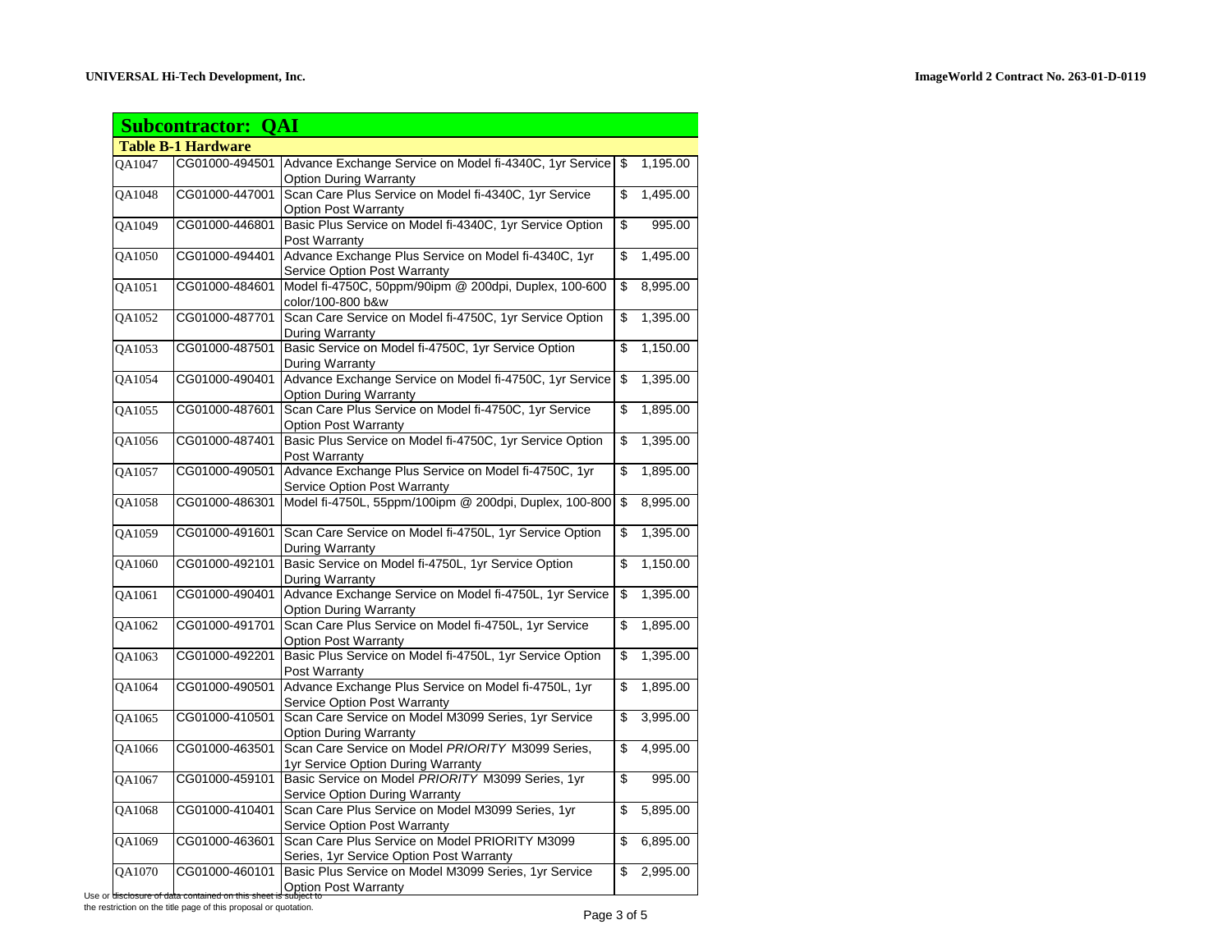## Subcontractor: QAI

### Table B-1 Hardware

| | | | |
|---|---|---|---|
| QA1047 | CG01000-494501 | Advance Exchange Service on Model fi-4340C, 1yr Service Option During Warranty | $ 1,195.00 |
| QA1048 | CG01000-447001 | Scan Care Plus Service on Model fi-4340C, 1yr Service Option Post Warranty | $ 1,495.00 |
| QA1049 | CG01000-446801 | Basic Plus Service on Model fi-4340C, 1yr Service Option Post Warranty | $ 995.00 |
| QA1050 | CG01000-494401 | Advance Exchange Plus Service on Model fi-4340C, 1yr Service Option Post Warranty | $ 1,495.00 |
| QA1051 | CG01000-484601 | Model fi-4750C, 50ppm/90ipm @ 200dpi, Duplex, 100-600 color/100-800 b&w | $ 8,995.00 |
| QA1052 | CG01000-487701 | Scan Care Service on Model fi-4750C, 1yr Service Option During Warranty | $ 1,395.00 |
| QA1053 | CG01000-487501 | Basic Service on Model fi-4750C, 1yr Service Option During Warranty | $ 1,150.00 |
| QA1054 | CG01000-490401 | Advance Exchange Service on Model fi-4750C, 1yr Service Option During Warranty | $ 1,395.00 |
| QA1055 | CG01000-487601 | Scan Care Plus Service on Model fi-4750C, 1yr Service Option Post Warranty | $ 1,895.00 |
| QA1056 | CG01000-487401 | Basic Plus Service on Model fi-4750C, 1yr Service Option Post Warranty | $ 1,395.00 |
| QA1057 | CG01000-490501 | Advance Exchange Plus Service on Model fi-4750C, 1yr Service Option Post Warranty | $ 1,895.00 |
| QA1058 | CG01000-486301 | Model fi-4750L, 55ppm/100ipm @ 200dpi, Duplex, 100-800 | $ 8,995.00 |
| QA1059 | CG01000-491601 | Scan Care Service on Model fi-4750L, 1yr Service Option During Warranty | $ 1,395.00 |
| QA1060 | CG01000-492101 | Basic Service on Model fi-4750L, 1yr Service Option During Warranty | $ 1,150.00 |
| QA1061 | CG01000-490401 | Advance Exchange Service on Model fi-4750L, 1yr Service Option During Warranty | $ 1,395.00 |
| QA1062 | CG01000-491701 | Scan Care Plus Service on Model fi-4750L, 1yr Service Option Post Warranty | $ 1,895.00 |
| QA1063 | CG01000-492201 | Basic Plus Service on Model fi-4750L, 1yr Service Option Post Warranty | $ 1,395.00 |
| QA1064 | CG01000-490501 | Advance Exchange Plus Service on Model fi-4750L, 1yr Service Option Post Warranty | $ 1,895.00 |
| QA1065 | CG01000-410501 | Scan Care Service on Model M3099 Series, 1yr Service Option During Warranty | $ 3,995.00 |
| QA1066 | CG01000-463501 | Scan Care Service on Model *PRIORITY* M3099 Series, 1yr Service Option During Warranty | $ 4,995.00 |
| QA1067 | CG01000-459101 | Basic Service on Model *PRIORITY* M3099 Series, 1yr Service Option During Warranty | $ 995.00 |
| QA1068 | CG01000-410401 | Scan Care Plus Service on Model M3099 Series, 1yr Service Option Post Warranty | $ 5,895.00 |
| QA1069 | CG01000-463601 | Scan Care Plus Service on Model PRIORITY M3099 Series, 1yr Service Option Post Warranty | $ 6,895.00 |
| QA1070 | CG01000-460101 | Basic Plus Service on Model M3099 Series, 1yr Service Option Post Warranty | $ 2,995.00 |

Use or disclosure of data contained on this sheet is subject to the restriction on the title page of this proposal or quotation.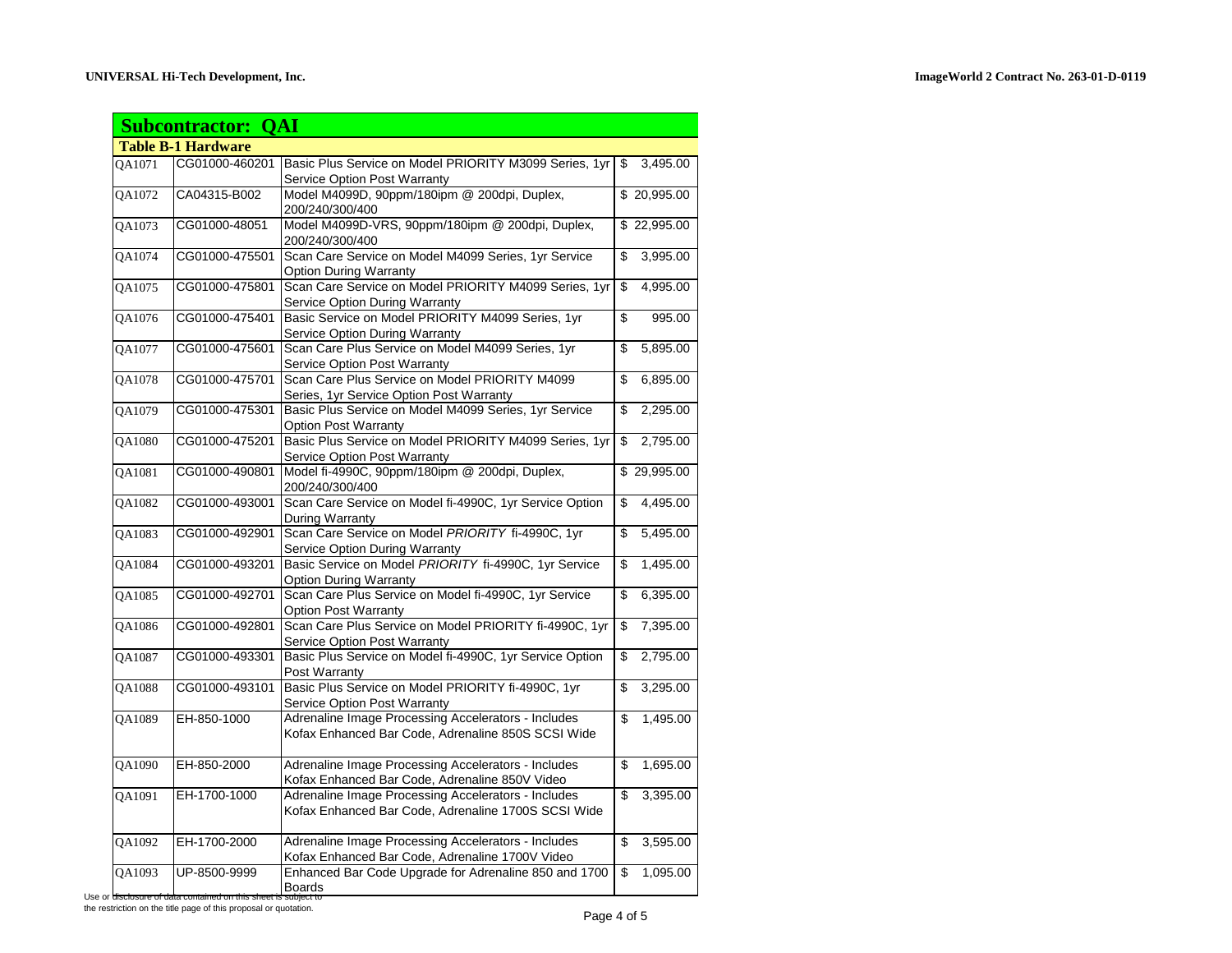## Subcontractor: QAI

### Table B-1 Hardware

| | | | |
|---|---|---|---|
| QA1071 | CG01000-460201 | Basic Plus Service on Model PRIORITY M3099 Series, 1yr Service Option Post Warranty | $ 3,495.00 |
| QA1072 | CA04315-B002 | Model M4099D, 90ppm/180ipm @ 200dpi, Duplex, 200/240/300/400 | $ 20,995.00 |
| QA1073 | CG01000-48051 | Model M4099D-VRS, 90ppm/180ipm @ 200dpi, Duplex, 200/240/300/400 | $ 22,995.00 |
| QA1074 | CG01000-475501 | Scan Care Service on Model M4099 Series, 1yr Service Option During Warranty | $ 3,995.00 |
| QA1075 | CG01000-475801 | Scan Care Service on Model PRIORITY M4099 Series, 1yr Service Option During Warranty | $ 4,995.00 |
| QA1076 | CG01000-475401 | Basic Service on Model PRIORITY M4099 Series, 1yr Service Option During Warranty | $ 995.00 |
| QA1077 | CG01000-475601 | Scan Care Plus Service on Model M4099 Series, 1yr Service Option Post Warranty | $ 5,895.00 |
| QA1078 | CG01000-475701 | Scan Care Plus Service on Model PRIORITY M4099 Series, 1yr Service Option Post Warranty | $ 6,895.00 |
| QA1079 | CG01000-475301 | Basic Plus Service on Model M4099 Series, 1yr Service Option Post Warranty | $ 2,295.00 |
| QA1080 | CG01000-475201 | Basic Plus Service on Model PRIORITY M4099 Series, 1yr Service Option Post Warranty | $ 2,795.00 |
| QA1081 | CG01000-490801 | Model fi-4990C, 90ppm/180ipm @ 200dpi, Duplex, 200/240/300/400 | $ 29,995.00 |
| QA1082 | CG01000-493001 | Scan Care Service on Model fi-4990C, 1yr Service Option During Warranty | $ 4,495.00 |
| QA1083 | CG01000-492901 | Scan Care Service on Model *PRIORITY* fi-4990C, 1yr Service Option During Warranty | $ 5,495.00 |
| QA1084 | CG01000-493201 | Basic Service on Model *PRIORITY* fi-4990C, 1yr Service Option During Warranty | $ 1,495.00 |
| QA1085 | CG01000-492701 | Scan Care Plus Service on Model fi-4990C, 1yr Service Option Post Warranty | $ 6,395.00 |
| QA1086 | CG01000-492801 | Scan Care Plus Service on Model PRIORITY fi-4990C, 1yr Service Option Post Warranty | $ 7,395.00 |
| QA1087 | CG01000-493301 | Basic Plus Service on Model fi-4990C, 1yr Service Option Post Warranty | $ 2,795.00 |
| QA1088 | CG01000-493101 | Basic Plus Service on Model PRIORITY fi-4990C, 1yr Service Option Post Warranty | $ 3,295.00 |
| QA1089 | EH-850-1000 | Adrenaline Image Processing Accelerators - Includes Kofax Enhanced Bar Code, Adrenaline 850S SCSI Wide | $ 1,495.00 |
| QA1090 | EH-850-2000 | Adrenaline Image Processing Accelerators - Includes Kofax Enhanced Bar Code, Adrenaline 850V Video | $ 1,695.00 |
| QA1091 | EH-1700-1000 | Adrenaline Image Processing Accelerators - Includes Kofax Enhanced Bar Code, Adrenaline 1700S SCSI Wide | $ 3,395.00 |
| QA1092 | EH-1700-2000 | Adrenaline Image Processing Accelerators - Includes Kofax Enhanced Bar Code, Adrenaline 1700V Video | $ 3,595.00 |
| QA1093 | UP-8500-9999 | Enhanced Bar Code Upgrade for Adrenaline 850 and 1700 Boards | $ 1,095.00 |

Use or disclosure of data contained on this sheet is subject to the restriction on the title page of this proposal or quotation.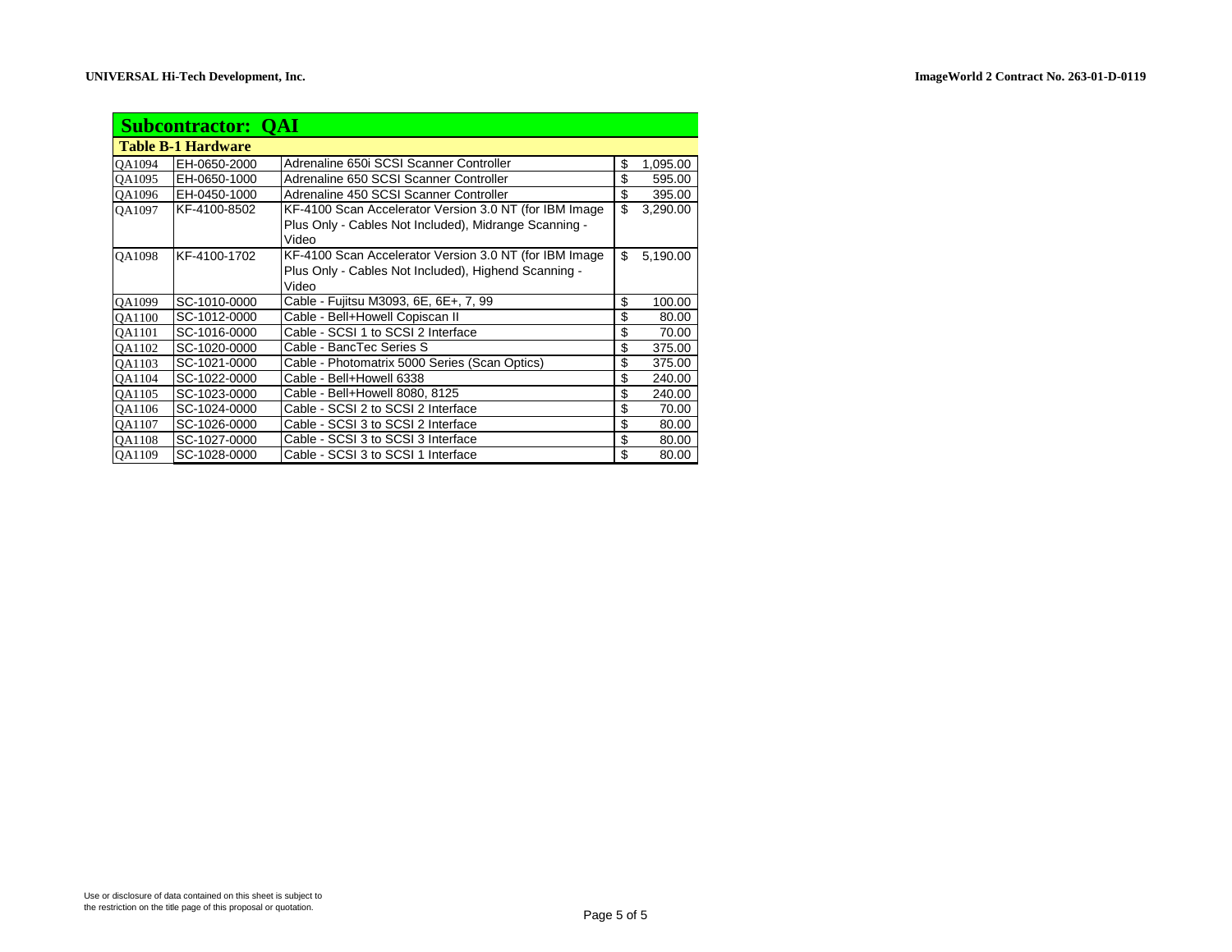## Subcontractor: QAI

### Table B-1 Hardware

| | | | |
|---|---|---|---|
| QA1094 | EH-0650-2000 | Adrenaline 650i SCSI Scanner Controller | $ 1,095.00 |
| QA1095 | EH-0650-1000 | Adrenaline 650 SCSI Scanner Controller | $ 595.00 |
| QA1096 | EH-0450-1000 | Adrenaline 450 SCSI Scanner Controller | $ 395.00 |
| QA1097 | KF-4100-8502 | KF-4100 Scan Accelerator Version 3.0 NT (for IBM Image Plus Only - Cables Not Included), Midrange Scanning - Video | $ 3,290.00 |
| QA1098 | KF-4100-1702 | KF-4100 Scan Accelerator Version 3.0 NT (for IBM Image Plus Only - Cables Not Included), Highend Scanning - Video | $ 5,190.00 |
| QA1099 | SC-1010-0000 | Cable - Fujitsu M3093, 6E, 6E+, 7, 99 | $ 100.00 |
| QA1100 | SC-1012-0000 | Cable - Bell+Howell Copiscan II | $ 80.00 |
| QA1101 | SC-1016-0000 | Cable - SCSI 1 to SCSI 2 Interface | $ 70.00 |
| QA1102 | SC-1020-0000 | Cable - BancTec Series S | $ 375.00 |
| QA1103 | SC-1021-0000 | Cable - Photomatrix 5000 Series (Scan Optics) | $ 375.00 |
| QA1104 | SC-1022-0000 | Cable - Bell+Howell 6338 | $ 240.00 |
| QA1105 | SC-1023-0000 | Cable - Bell+Howell 8080, 8125 | $ 240.00 |
| QA1106 | SC-1024-0000 | Cable - SCSI 2 to SCSI 2 Interface | $ 70.00 |
| QA1107 | SC-1026-0000 | Cable - SCSI 3 to SCSI 2 Interface | $ 80.00 |
| QA1108 | SC-1027-0000 | Cable - SCSI 3 to SCSI 3 Interface | $ 80.00 |
| QA1109 | SC-1028-0000 | Cable - SCSI 3 to SCSI 1 Interface | $ 80.00 |

Use or disclosure of data contained on this sheet is subject to the restriction on the title page of this proposal or quotation.